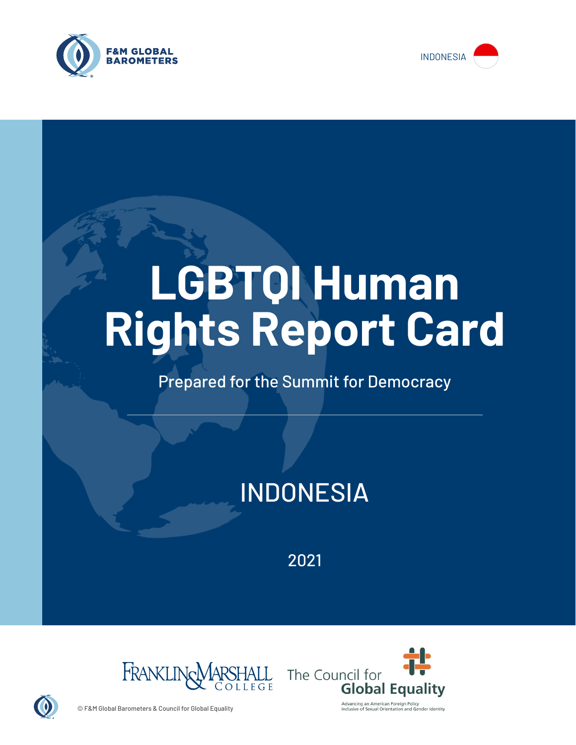F&M GLOBAL BAROMETERS

INDONESIA

# LGBTQI Human Rights Report Card

Prepared for the Summit for Democracy

## INDONESIA

2021

Franklin & Marshall College

The Council for Global Equality

Advancing an American Foreign Policy Inclusive of Sexual Orientation and Gender Identity

© F&M Global Barometers & Council for Global Equality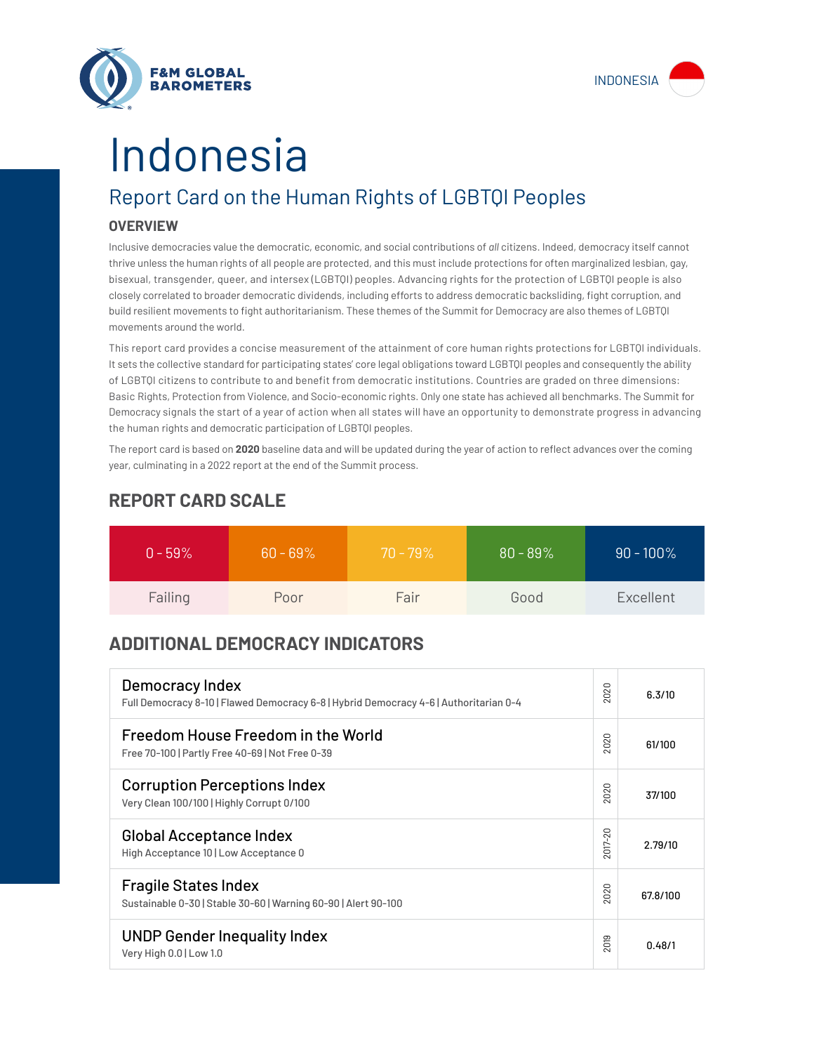# Indonesia

## Report Card on the Human Rights of LGBTQI Peoples

### OVERVIEW

Inclusive democracies value the democratic, economic, and social contributions of *all* citizens. Indeed, democracy itself cannot thrive unless the human rights of all people are protected, and this must include protections for often marginalized lesbian, gay, bisexual, transgender, queer, and intersex (LGBTQI) peoples. Advancing rights for the protection of LGBTQI people is also closely correlated to broader democratic dividends, including efforts to address democratic backsliding, fight corruption, and build resilient movements to fight authoritarianism. These themes of the Summit for Democracy are also themes of LGBTQI movements around the world.

This report card provides a concise measurement of the attainment of core human rights protections for LGBTQI individuals. It sets the collective standard for participating states' core legal obligations toward LGBTQI peoples and consequently the ability of LGBTQI citizens to contribute to and benefit from democratic institutions. Countries are graded on three dimensions: Basic Rights, Protection from Violence, and Socio-economic rights. Only one state has achieved all benchmarks. The Summit for Democracy signals the start of a year of action when all states will have an opportunity to demonstrate progress in advancing the human rights and democratic participation of LGBTQI peoples.

The report card is based on **2020** baseline data and will be updated during the year of action to reflect advances over the coming year, culminating in a 2022 report at the end of the Summit process.

### REPORT CARD SCALE

| 0 - 59% | 60 - 69% | 70 - 79% | 80 - 89% | 90 - 100% |
|---|---|---|---|---|
| Failing | Poor | Fair | Good | Excellent |

### ADDITIONAL DEMOCRACY INDICATORS

| Indicator | Year | Score |
|---|---|---|
| **Democracy Index**<br>Full Democracy 8-10 \| Flawed Democracy 6-8 \| Hybrid Democracy 4-6 \| Authoritarian 0-4 | 2020 | 6.3/10 |
| **Freedom House Freedom in the World**<br>Free 70-100 \| Partly Free 40-69 \| Not Free 0-39 | 2020 | 61/100 |
| **Corruption Perceptions Index**<br>Very Clean 100/100 \| Highly Corrupt 0/100 | 2020 | 37/100 |
| **Global Acceptance Index**<br>High Acceptance 10 \| Low Acceptance 0 | 2017-20 | 2.79/10 |
| **Fragile States Index**<br>Sustainable 0-30 \| Stable 30-60 \| Warning 60-90 \| Alert 90-100 | 2020 | 67.8/100 |
| **UNDP Gender Inequality Index**<br>Very High 0.0 \| Low 1.0 | 2019 | 0.48/1 |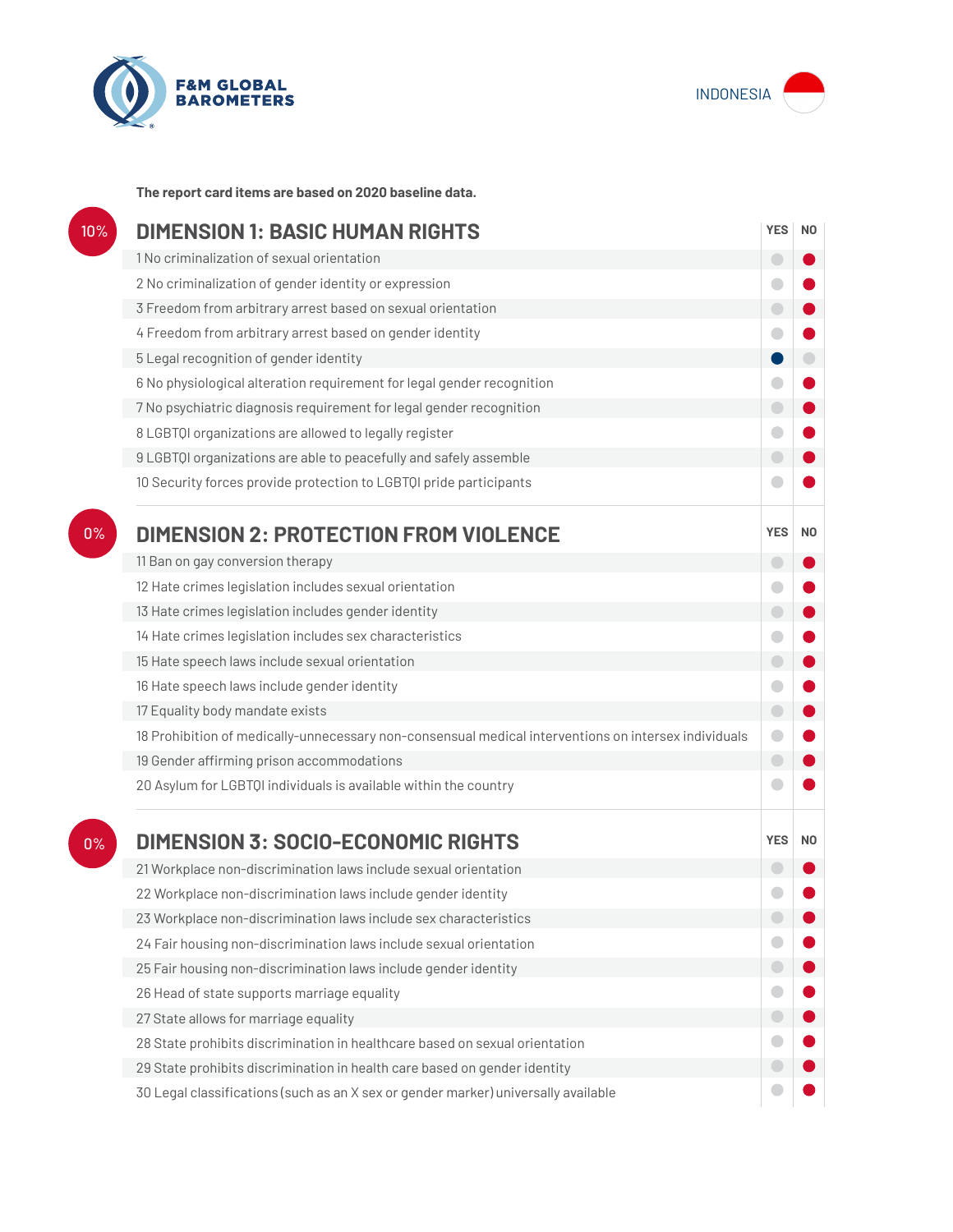F&M GLOBAL BAROMETERS

INDONESIA

**The report card items are based on 2020 baseline data.**

## DIMENSION 1: BASIC HUMAN RIGHTS

10%

| Item | YES | NO |
|---|---|---|
| 1 No criminalization of sexual orientation | | ● |
| 2 No criminalization of gender identity or expression | | ● |
| 3 Freedom from arbitrary arrest based on sexual orientation | | ● |
| 4 Freedom from arbitrary arrest based on gender identity | | ● |
| 5 Legal recognition of gender identity | ● | |
| 6 No physiological alteration requirement for legal gender recognition | | ● |
| 7 No psychiatric diagnosis requirement for legal gender recognition | | ● |
| 8 LGBTQI organizations are allowed to legally register | | ● |
| 9 LGBTQI organizations are able to peacefully and safely assemble | | ● |
| 10 Security forces provide protection to LGBTQI pride participants | | ● |

## DIMENSION 2: PROTECTION FROM VIOLENCE

0%

| Item | YES | NO |
|---|---|---|
| 11 Ban on gay conversion therapy | | ● |
| 12 Hate crimes legislation includes sexual orientation | | ● |
| 13 Hate crimes legislation includes gender identity | | ● |
| 14 Hate crimes legislation includes sex characteristics | | ● |
| 15 Hate speech laws include sexual orientation | | ● |
| 16 Hate speech laws include gender identity | | ● |
| 17 Equality body mandate exists | | ● |
| 18 Prohibition of medically-unnecessary non-consensual medical interventions on intersex individuals | | ● |
| 19 Gender affirming prison accommodations | | ● |
| 20 Asylum for LGBTQI individuals is available within the country | | ● |

## DIMENSION 3: SOCIO-ECONOMIC RIGHTS

0%

| Item | YES | NO |
|---|---|---|
| 21 Workplace non-discrimination laws include sexual orientation | | ● |
| 22 Workplace non-discrimination laws include gender identity | | ● |
| 23 Workplace non-discrimination laws include sex characteristics | | ● |
| 24 Fair housing non-discrimination laws include sexual orientation | | ● |
| 25 Fair housing non-discrimination laws include gender identity | | ● |
| 26 Head of state supports marriage equality | | ● |
| 27 State allows for marriage equality | | ● |
| 28 State prohibits discrimination in healthcare based on sexual orientation | | ● |
| 29 State prohibits discrimination in health care based on gender identity | | ● |
| 30 Legal classifications (such as an X sex or gender marker) universally available | | ● |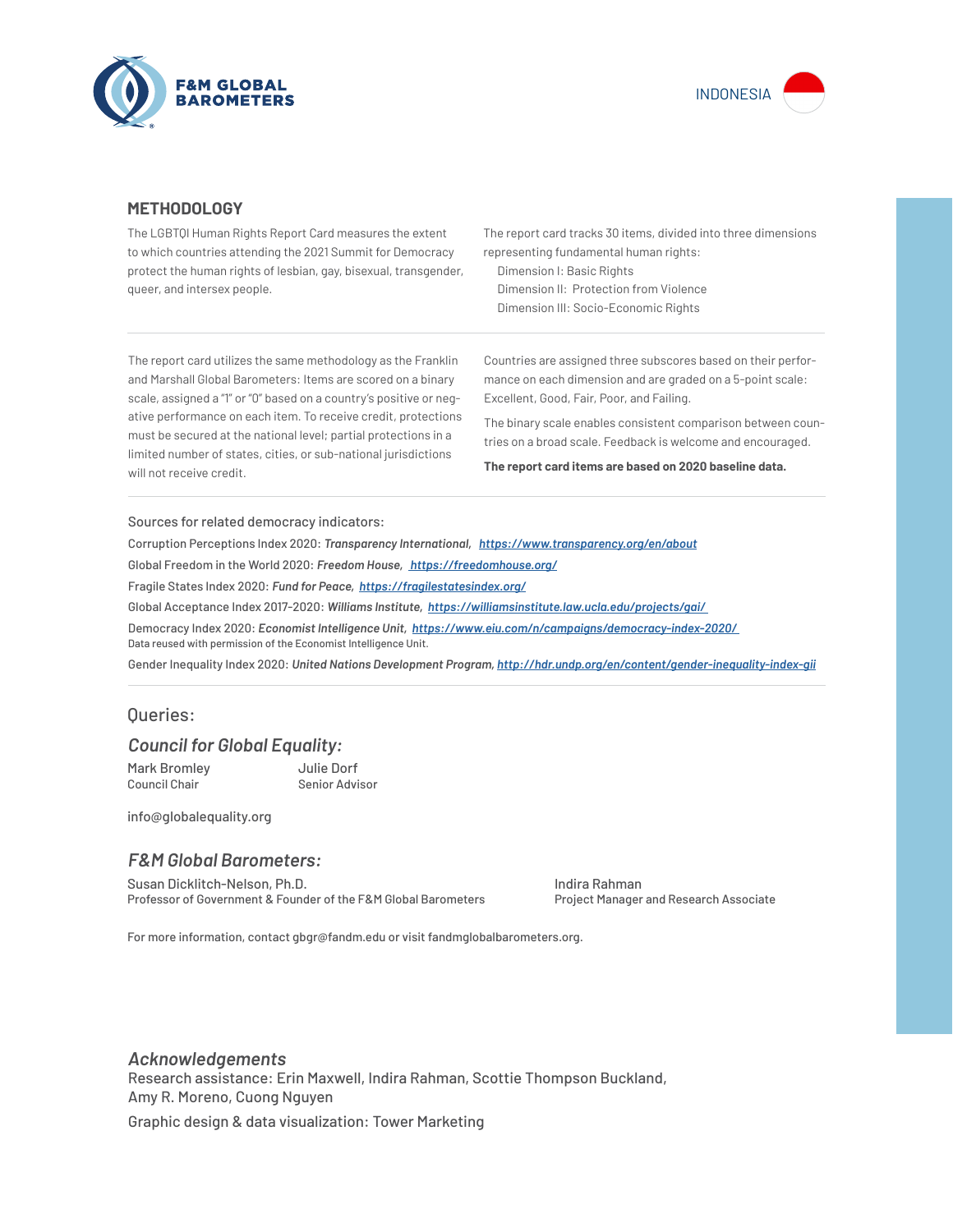F&M GLOBAL BAROMETERS

INDONESIA

## METHODOLOGY

The LGBTQI Human Rights Report Card measures the extent to which countries attending the 2021 Summit for Democracy protect the human rights of lesbian, gay, bisexual, transgender, queer, and intersex people.

The report card tracks 30 items, divided into three dimensions representing fundamental human rights:

- Dimension I: Basic Rights
- Dimension II: Protection from Violence
- Dimension III: Socio-Economic Rights

The report card utilizes the same methodology as the Franklin and Marshall Global Barometers: Items are scored on a binary scale, assigned a "1" or "0" based on a country's positive or negative performance on each item. To receive credit, protections must be secured at the national level; partial protections in a limited number of states, cities, or sub-national jurisdictions will not receive credit.

Countries are assigned three subscores based on their performance on each dimension and are graded on a 5-point scale: Excellent, Good, Fair, Poor, and Failing.

The binary scale enables consistent comparison between countries on a broad scale. Feedback is welcome and encouraged.

**The report card items are based on 2020 baseline data.**

Sources for related democracy indicators:

Corruption Perceptions Index 2020: ***Transparency International,*** ***https://www.transparency.org/en/about***

Global Freedom in the World 2020: ***Freedom House,*** ***https://freedomhouse.org/***

Fragile States Index 2020: ***Fund for Peace,*** ***https://fragilestatesindex.org/***

Global Acceptance Index 2017-2020: ***Williams Institute,*** ***https://williamsinstitute.law.ucla.edu/projects/gai/***

Democracy Index 2020: ***Economist Intelligence Unit,*** ***https://www.eiu.com/n/campaigns/democracy-index-2020/***
Data reused with permission of the Economist Intelligence Unit.

Gender Inequality Index 2020: ***United Nations Development Program,*** ***http://hdr.undp.org/en/content/gender-inequality-index-gii***

## Queries:

### *Council for Global Equality:*

Mark Bromley
Council Chair

Julie Dorf
Senior Advisor

info@globalequality.org

### *F&M Global Barometers:*

Susan Dicklitch-Nelson, Ph.D.
Professor of Government & Founder of the F&M Global Barometers

Indira Rahman
Project Manager and Research Associate

For more information, contact gbgr@fandm.edu or visit fandmglobalbarometers.org.

### *Acknowledgements*

Research assistance: Erin Maxwell, Indira Rahman, Scottie Thompson Buckland, Amy R. Moreno, Cuong Nguyen

Graphic design & data visualization: Tower Marketing